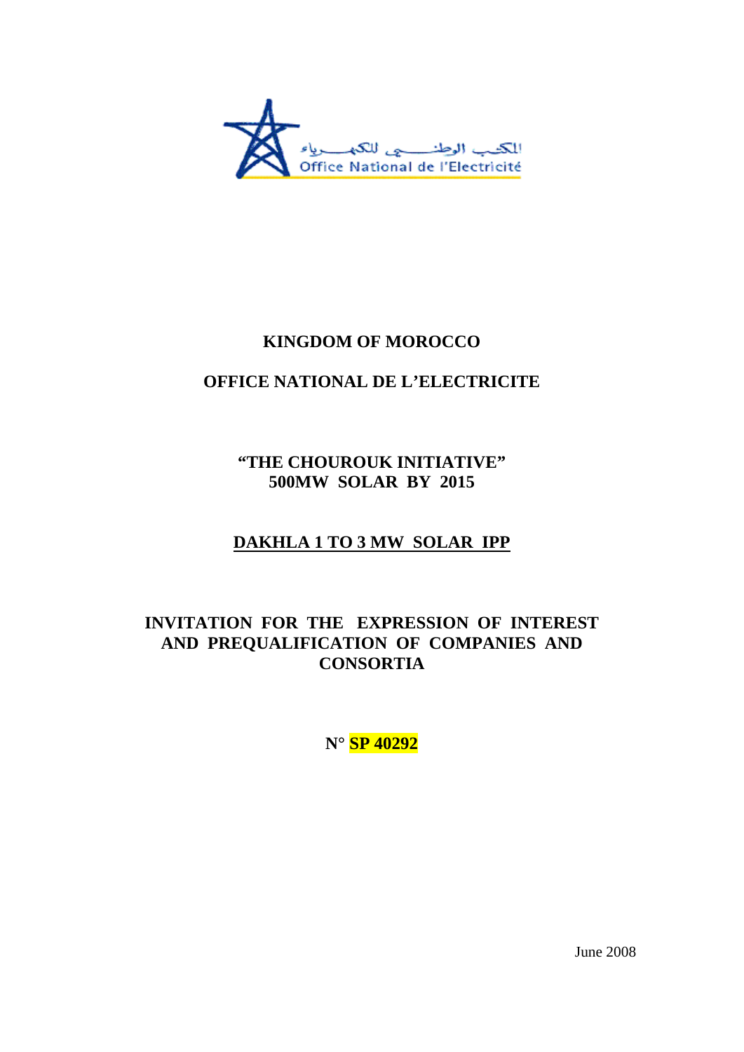المكتب الوطني للكهرباء
Office National de l'Electricité

# KINGDOM OF MOROCCO

# OFFICE NATIONAL DE L'ELECTRICITE

## "THE CHOUROUK INITIATIVE"
## 500MW SOLAR BY 2015

## DAKHLA 1 TO 3 MW SOLAR IPP

## INVITATION FOR THE EXPRESSION OF INTEREST AND PREQUALIFICATION OF COMPANIES AND CONSORTIA

**N° SP 40292**

June 2008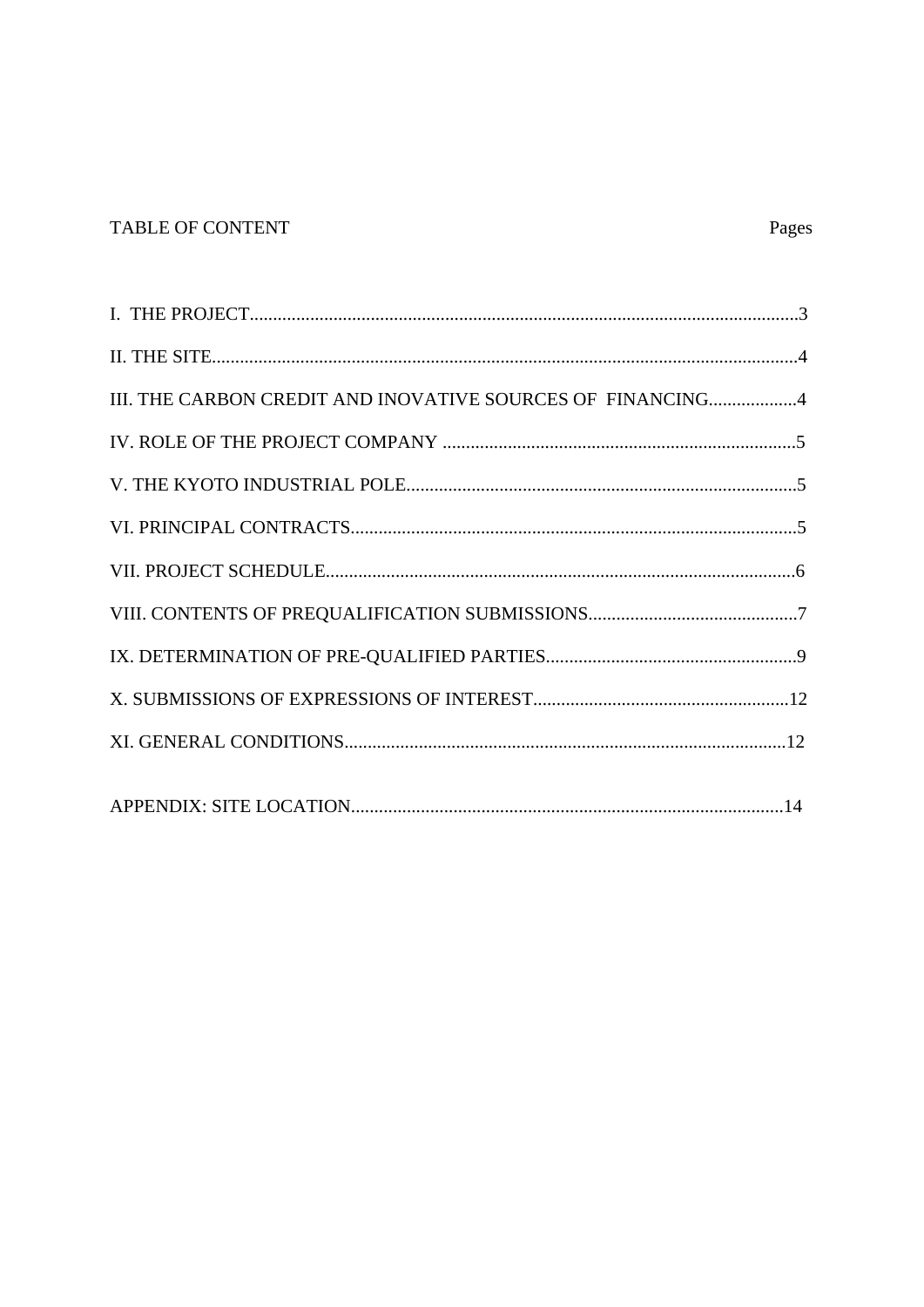# TABLE OF CONTENT

| | Pages |
|---|---|
| I. THE PROJECT | 3 |
| II. THE SITE | 4 |
| III. THE CARBON CREDIT AND INOVATIVE SOURCES OF FINANCING | 4 |
| IV. ROLE OF THE PROJECT COMPANY | 5 |
| V. THE KYOTO INDUSTRIAL POLE | 5 |
| VI. PRINCIPAL CONTRACTS | 5 |
| VII. PROJECT SCHEDULE | 6 |
| VIII. CONTENTS OF PREQUALIFICATION SUBMISSIONS | 7 |
| IX. DETERMINATION OF PRE-QUALIFIED PARTIES | 9 |
| X. SUBMISSIONS OF EXPRESSIONS OF INTEREST | 12 |
| XI. GENERAL CONDITIONS | 12 |
| APPENDIX: SITE LOCATION | 14 |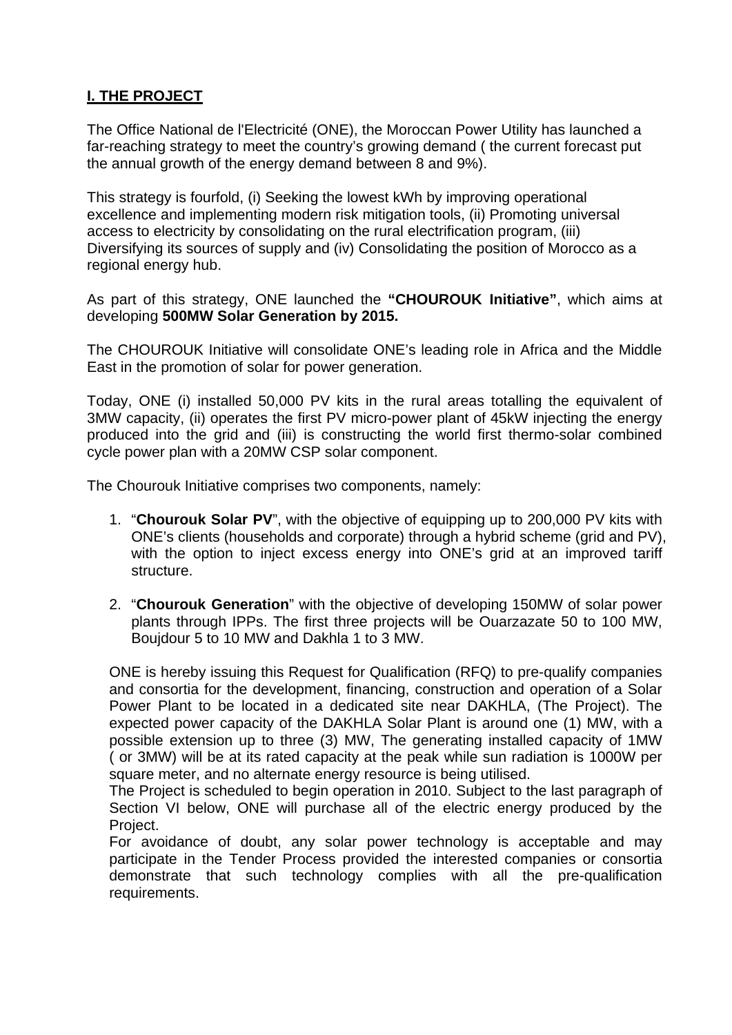## **I. THE PROJECT**

The Office National de l'Electricité (ONE), the Moroccan Power Utility has launched a far-reaching strategy to meet the country's growing demand ( the current forecast put the annual growth of the energy demand between 8 and 9%).

This strategy is fourfold, (i) Seeking the lowest kWh by improving operational excellence and implementing modern risk mitigation tools, (ii) Promoting universal access to electricity by consolidating on the rural electrification program, (iii) Diversifying its sources of supply and (iv) Consolidating the position of Morocco as a regional energy hub.

As part of this strategy, ONE launched the **"CHOUROUK Initiative"**, which aims at developing **500MW Solar Generation by 2015.**

The CHOUROUK Initiative will consolidate ONE's leading role in Africa and the Middle East in the promotion of solar for power generation.

Today, ONE (i) installed 50,000 PV kits in the rural areas totalling the equivalent of 3MW capacity, (ii) operates the first PV micro-power plant of 45kW injecting the energy produced into the grid and (iii) is constructing the world first thermo-solar combined cycle power plan with a 20MW CSP solar component.

The Chourouk Initiative comprises two components, namely:

1. "**Chourouk Solar PV**", with the objective of equipping up to 200,000 PV kits with ONE's clients (households and corporate) through a hybrid scheme (grid and PV), with the option to inject excess energy into ONE's grid at an improved tariff structure.

2. "**Chourouk Generation**" with the objective of developing 150MW of solar power plants through IPPs. The first three projects will be Ouarzazate 50 to 100 MW, Boujdour 5 to 10 MW and Dakhla 1 to 3 MW.

ONE is hereby issuing this Request for Qualification (RFQ) to pre-qualify companies and consortia for the development, financing, construction and operation of a Solar Power Plant to be located in a dedicated site near DAKHLA, (The Project). The expected power capacity of the DAKHLA Solar Plant is around one (1) MW, with a possible extension up to three (3) MW, The generating installed capacity of 1MW ( or 3MW) will be at its rated capacity at the peak while sun radiation is 1000W per square meter, and no alternate energy resource is being utilised.

The Project is scheduled to begin operation in 2010. Subject to the last paragraph of Section VI below, ONE will purchase all of the electric energy produced by the Project.

For avoidance of doubt, any solar power technology is acceptable and may participate in the Tender Process provided the interested companies or consortia demonstrate that such technology complies with all the pre-qualification requirements.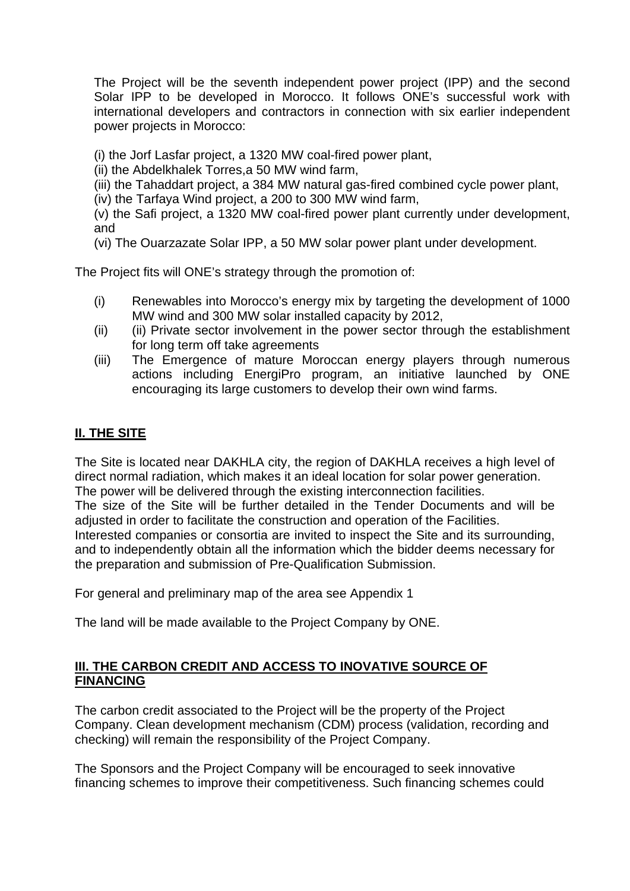The Project will be the seventh independent power project (IPP) and the second Solar IPP to be developed in Morocco. It follows ONE's successful work with international developers and contractors in connection with six earlier independent power projects in Morocco:

(i) the Jorf Lasfar project, a 1320 MW coal-fired power plant,
(ii) the Abdelkhalek Torres,a 50 MW wind farm,
(iii) the Tahaddart project, a 384 MW natural gas-fired combined cycle power plant,
(iv) the Tarfaya Wind project, a 200 to 300 MW wind farm,
(v) the Safi project, a 1320 MW coal-fired power plant currently under development, and
(vi) The Ouarzazate Solar IPP, a 50 MW solar power plant under development.

The Project fits will ONE's strategy through the promotion of:

(i) Renewables into Morocco's energy mix by targeting the development of 1000 MW wind and 300 MW solar installed capacity by 2012,
(ii) (ii) Private sector involvement in the power sector through the establishment for long term off take agreements
(iii) The Emergence of mature Moroccan energy players through numerous actions including EnergiPro program, an initiative launched by ONE encouraging its large customers to develop their own wind farms.

## II. THE SITE

The Site is located near DAKHLA city, the region of DAKHLA receives a high level of direct normal radiation, which makes it an ideal location for solar power generation. The power will be delivered through the existing interconnection facilities.
The size of the Site will be further detailed in the Tender Documents and will be adjusted in order to facilitate the construction and operation of the Facilities.
Interested companies or consortia are invited to inspect the Site and its surrounding, and to independently obtain all the information which the bidder deems necessary for the preparation and submission of Pre-Qualification Submission.

For general and preliminary map of the area see Appendix 1

The land will be made available to the Project Company by ONE.

## III. THE CARBON CREDIT AND ACCESS TO INOVATIVE SOURCE OF FINANCING

The carbon credit associated to the Project will be the property of the Project Company. Clean development mechanism (CDM) process (validation, recording and checking) will remain the responsibility of the Project Company.

The Sponsors and the Project Company will be encouraged to seek innovative financing schemes to improve their competitiveness. Such financing schemes could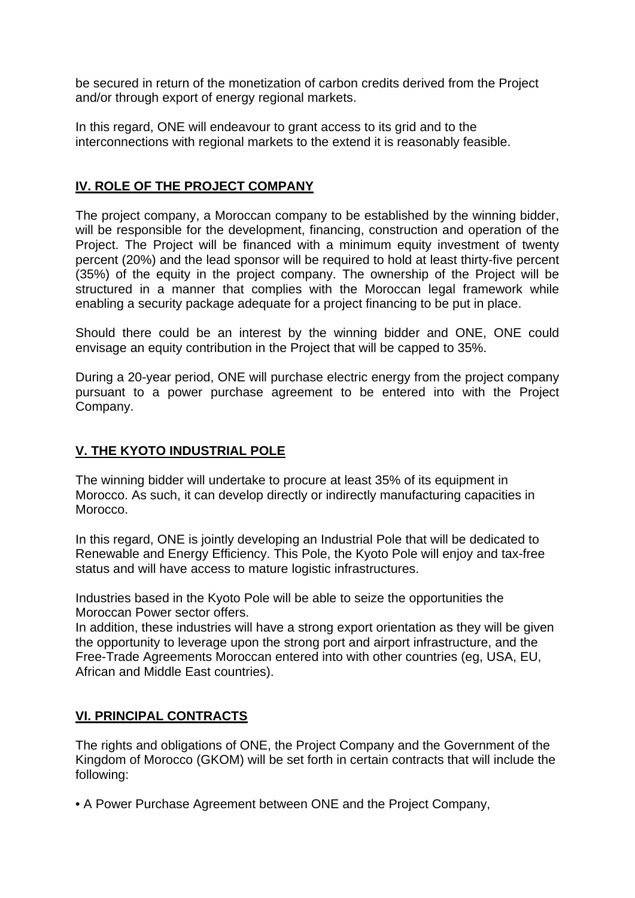be secured in return of the monetization of carbon credits derived from the Project and/or through export of energy regional markets.

In this regard, ONE will endeavour to grant access to its grid and to the interconnections with regional markets to the extend it is reasonably feasible.

## IV. ROLE OF THE PROJECT COMPANY

The project company, a Moroccan company to be established by the winning bidder, will be responsible for the development, financing, construction and operation of the Project. The Project will be financed with a minimum equity investment of twenty percent (20%) and the lead sponsor will be required to hold at least thirty-five percent (35%) of the equity in the project company. The ownership of the Project will be structured in a manner that complies with the Moroccan legal framework while enabling a security package adequate for a project financing to be put in place.

Should there could be an interest by the winning bidder and ONE, ONE could envisage an equity contribution in the Project that will be capped to 35%.

During a 20-year period, ONE will purchase electric energy from the project company pursuant to a power purchase agreement to be entered into with the Project Company.

## V. THE KYOTO INDUSTRIAL POLE

The winning bidder will undertake to procure at least 35% of its equipment in Morocco. As such, it can develop directly or indirectly manufacturing capacities in Morocco.

In this regard, ONE is jointly developing an Industrial Pole that will be dedicated to Renewable and Energy Efficiency. This Pole, the Kyoto Pole will enjoy and tax-free status and will have access to mature logistic infrastructures.

Industries based in the Kyoto Pole will be able to seize the opportunities the Moroccan Power sector offers.
In addition, these industries will have a strong export orientation as they will be given the opportunity to leverage upon the strong port and airport infrastructure, and the Free-Trade Agreements Moroccan entered into with other countries (eg, USA, EU, African and Middle East countries).

## VI. PRINCIPAL CONTRACTS

The rights and obligations of ONE, the Project Company and the Government of the Kingdom of Morocco (GKOM) will be set forth in certain contracts that will include the following:

• A Power Purchase Agreement between ONE and the Project Company,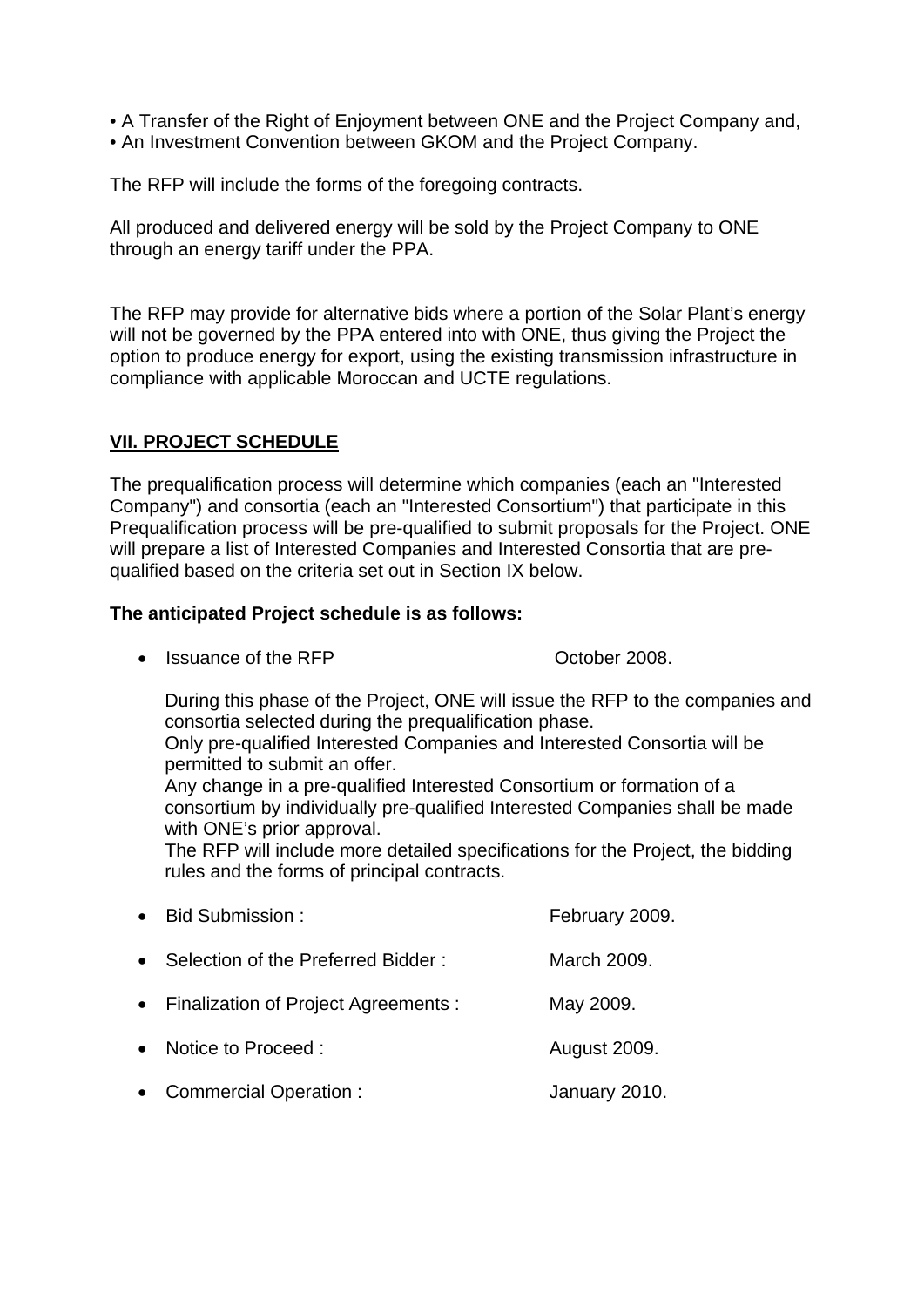- A Transfer of the Right of Enjoyment between ONE and the Project Company and,
- An Investment Convention between GKOM and the Project Company.

The RFP will include the forms of the foregoing contracts.

All produced and delivered energy will be sold by the Project Company to ONE through an energy tariff under the PPA.

The RFP may provide for alternative bids where a portion of the Solar Plant's energy will not be governed by the PPA entered into with ONE, thus giving the Project the option to produce energy for export, using the existing transmission infrastructure in compliance with applicable Moroccan and UCTE regulations.

## VII. PROJECT SCHEDULE

The prequalification process will determine which companies (each an "Interested Company") and consortia (each an "Interested Consortium") that participate in this Prequalification process will be pre-qualified to submit proposals for the Project. ONE will prepare a list of Interested Companies and Interested Consortia that are pre-qualified based on the criteria set out in Section IX below.

**The anticipated Project schedule is as follows:**

- Issuance of the RFP October 2008.

  During this phase of the Project, ONE will issue the RFP to the companies and consortia selected during the prequalification phase.
  Only pre-qualified Interested Companies and Interested Consortia will be permitted to submit an offer.
  Any change in a pre-qualified Interested Consortium or formation of a consortium by individually pre-qualified Interested Companies shall be made with ONE's prior approval.
  The RFP will include more detailed specifications for the Project, the bidding rules and the forms of principal contracts.

- Bid Submission : February 2009.
- Selection of the Preferred Bidder : March 2009.
- Finalization of Project Agreements : May 2009.
- Notice to Proceed : August 2009.
- Commercial Operation : January 2010.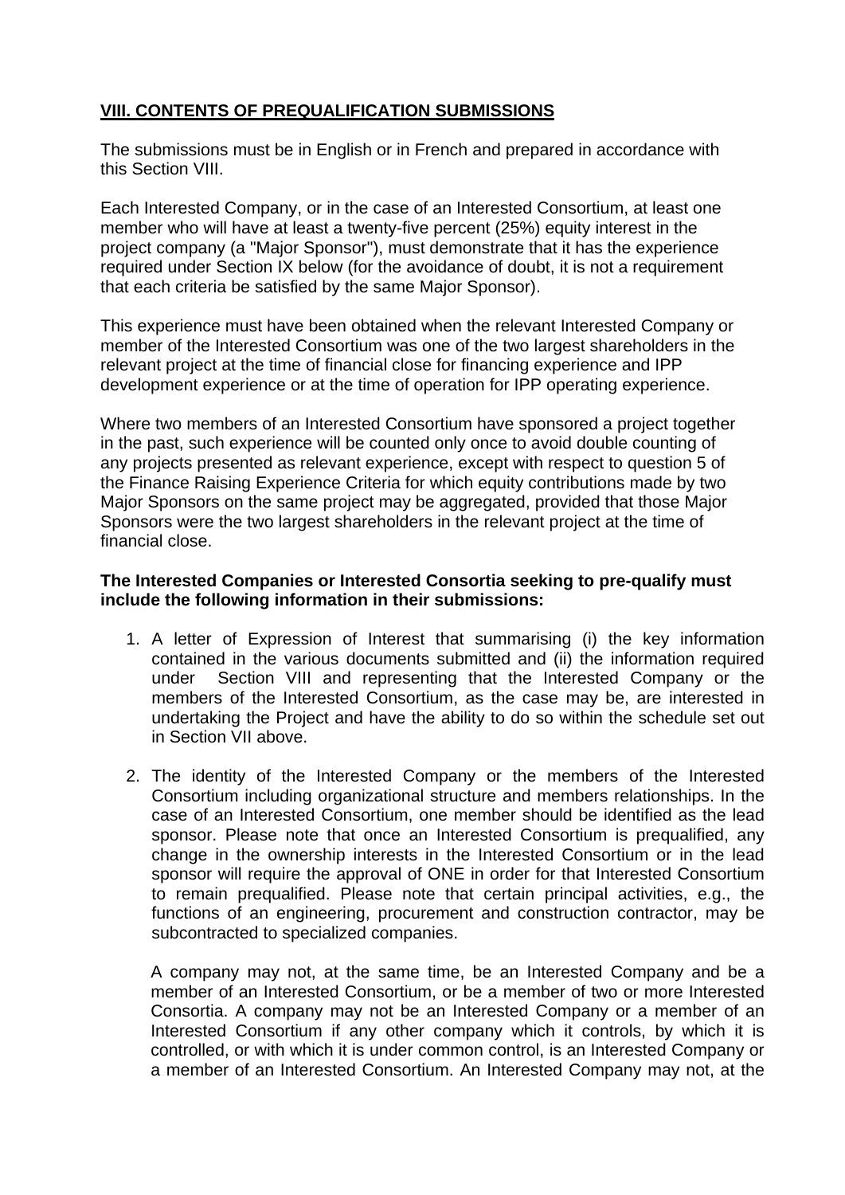**VIII. CONTENTS OF PREQUALIFICATION SUBMISSIONS**

The submissions must be in English or in French and prepared in accordance with this Section VIII.

Each Interested Company, or in the case of an Interested Consortium, at least one member who will have at least a twenty-five percent (25%) equity interest in the project company (a "Major Sponsor"), must demonstrate that it has the experience required under Section IX below (for the avoidance of doubt, it is not a requirement that each criteria be satisfied by the same Major Sponsor).

This experience must have been obtained when the relevant Interested Company or member of the Interested Consortium was one of the two largest shareholders in the relevant project at the time of financial close for financing experience and IPP development experience or at the time of operation for IPP operating experience.

Where two members of an Interested Consortium have sponsored a project together in the past, such experience will be counted only once to avoid double counting of any projects presented as relevant experience, except with respect to question 5 of the Finance Raising Experience Criteria for which equity contributions made by two Major Sponsors on the same project may be aggregated, provided that those Major Sponsors were the two largest shareholders in the relevant project at the time of financial close.

**The Interested Companies or Interested Consortia seeking to pre-qualify must include the following information in their submissions:**

1. A letter of Expression of Interest that summarising (i) the key information contained in the various documents submitted and (ii) the information required under Section VIII and representing that the Interested Company or the members of the Interested Consortium, as the case may be, are interested in undertaking the Project and have the ability to do so within the schedule set out in Section VII above.

2. The identity of the Interested Company or the members of the Interested Consortium including organizational structure and members relationships. In the case of an Interested Consortium, one member should be identified as the lead sponsor. Please note that once an Interested Consortium is prequalified, any change in the ownership interests in the Interested Consortium or in the lead sponsor will require the approval of ONE in order for that Interested Consortium to remain prequalified. Please note that certain principal activities, e.g., the functions of an engineering, procurement and construction contractor, may be subcontracted to specialized companies.

   A company may not, at the same time, be an Interested Company and be a member of an Interested Consortium, or be a member of two or more Interested Consortia. A company may not be an Interested Company or a member of an Interested Consortium if any other company which it controls, by which it is controlled, or with which it is under common control, is an Interested Company or a member of an Interested Consortium. An Interested Company may not, at the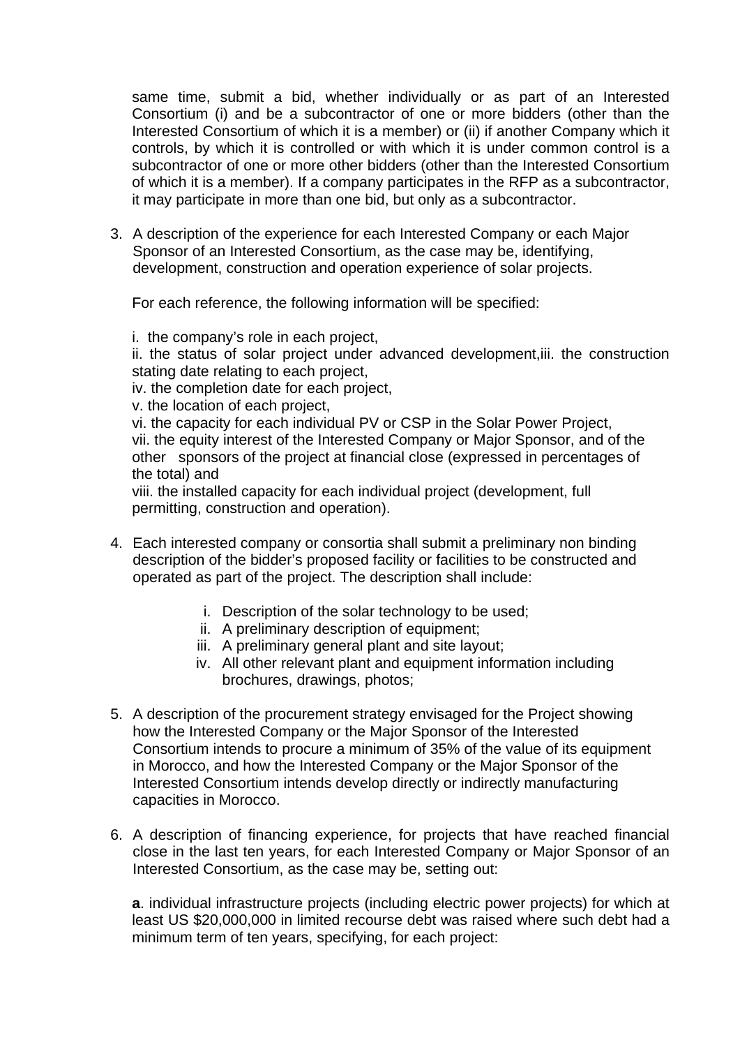same time, submit a bid, whether individually or as part of an Interested Consortium (i) and be a subcontractor of one or more bidders (other than the Interested Consortium of which it is a member) or (ii) if another Company which it controls, by which it is controlled or with which it is under common control is a subcontractor of one or more other bidders (other than the Interested Consortium of which it is a member). If a company participates in the RFP as a subcontractor, it may participate in more than one bid, but only as a subcontractor.

3. A description of the experience for each Interested Company or each Major Sponsor of an Interested Consortium, as the case may be, identifying, development, construction and operation experience of solar projects.

   For each reference, the following information will be specified:

   i. the company's role in each project,
   ii. the status of solar project under advanced development,iii. the construction stating date relating to each project,
   iv. the completion date for each project,
   v. the location of each project,
   vi. the capacity for each individual PV or CSP in the Solar Power Project,
   vii. the equity interest of the Interested Company or Major Sponsor, and of the other sponsors of the project at financial close (expressed in percentages of the total) and
   viii. the installed capacity for each individual project (development, full permitting, construction and operation).

4. Each interested company or consortia shall submit a preliminary non binding description of the bidder's proposed facility or facilities to be constructed and operated as part of the project. The description shall include:

   i. Description of the solar technology to be used;
   ii. A preliminary description of equipment;
   iii. A preliminary general plant and site layout;
   iv. All other relevant plant and equipment information including brochures, drawings, photos;

5. A description of the procurement strategy envisaged for the Project showing how the Interested Company or the Major Sponsor of the Interested Consortium intends to procure a minimum of 35% of the value of its equipment in Morocco, and how the Interested Company or the Major Sponsor of the Interested Consortium intends develop directly or indirectly manufacturing capacities in Morocco.

6. A description of financing experience, for projects that have reached financial close in the last ten years, for each Interested Company or Major Sponsor of an Interested Consortium, as the case may be, setting out:

   **a**. individual infrastructure projects (including electric power projects) for which at least US $20,000,000 in limited recourse debt was raised where such debt had a minimum term of ten years, specifying, for each project: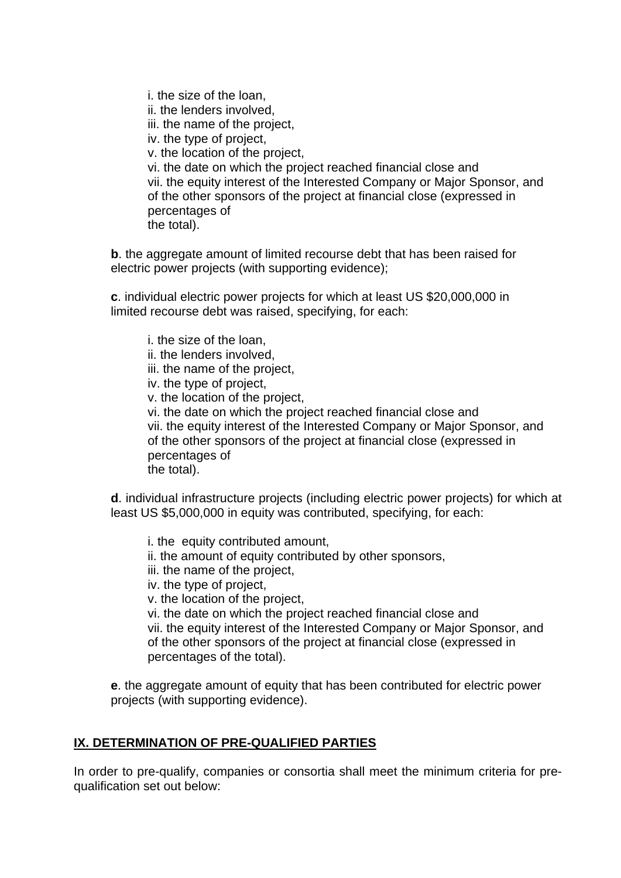i. the size of the loan,
ii. the lenders involved,
iii. the name of the project,
iv. the type of project,
v. the location of the project,
vi. the date on which the project reached financial close and
vii. the equity interest of the Interested Company or Major Sponsor, and of the other sponsors of the project at financial close (expressed in percentages of the total).

**b**. the aggregate amount of limited recourse debt that has been raised for electric power projects (with supporting evidence);

**c**. individual electric power projects for which at least US $20,000,000 in limited recourse debt was raised, specifying, for each:

i. the size of the loan,
ii. the lenders involved,
iii. the name of the project,
iv. the type of project,
v. the location of the project,
vi. the date on which the project reached financial close and
vii. the equity interest of the Interested Company or Major Sponsor, and of the other sponsors of the project at financial close (expressed in percentages of the total).

**d**. individual infrastructure projects (including electric power projects) for which at least US $5,000,000 in equity was contributed, specifying, for each:

i. the equity contributed amount,
ii. the amount of equity contributed by other sponsors,
iii. the name of the project,
iv. the type of project,
v. the location of the project,
vi. the date on which the project reached financial close and
vii. the equity interest of the Interested Company or Major Sponsor, and of the other sponsors of the project at financial close (expressed in percentages of the total).

**e**. the aggregate amount of equity that has been contributed for electric power projects (with supporting evidence).

## IX. DETERMINATION OF PRE-QUALIFIED PARTIES

In order to pre-qualify, companies or consortia shall meet the minimum criteria for pre-qualification set out below: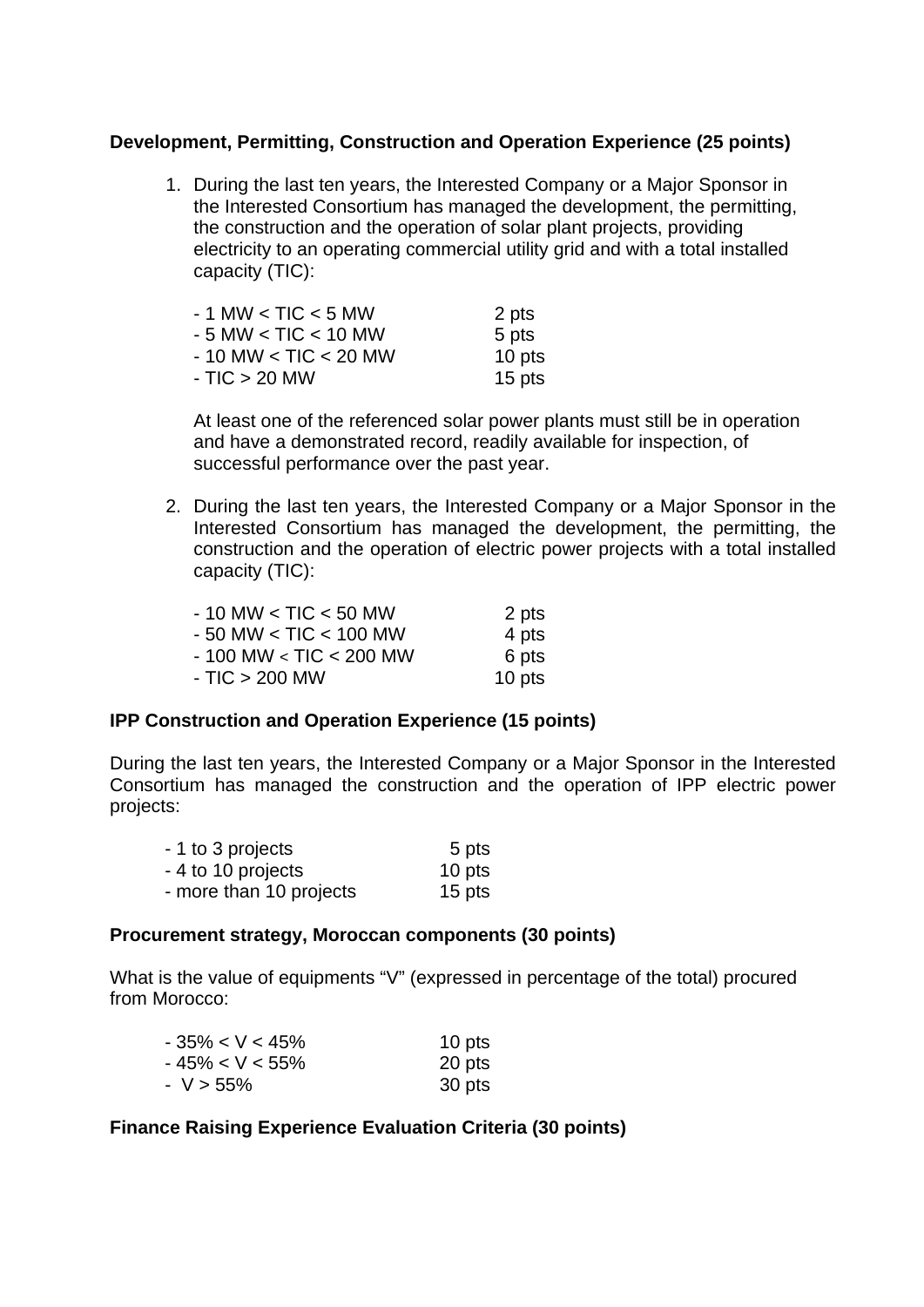**Development, Permitting, Construction and Operation Experience (25 points)**

1. During the last ten years, the Interested Company or a Major Sponsor in the Interested Consortium has managed the development, the permitting, the construction and the operation of solar plant projects, providing electricity to an operating commercial utility grid and with a total installed capacity (TIC):

   | | |
   |---|---|
   | - 1 MW < TIC < 5 MW | 2 pts |
   | - 5 MW < TIC < 10 MW | 5 pts |
   | - 10 MW < TIC < 20 MW | 10 pts |
   | - TIC > 20 MW | 15 pts |

   At least one of the referenced solar power plants must still be in operation and have a demonstrated record, readily available for inspection, of successful performance over the past year.

2. During the last ten years, the Interested Company or a Major Sponsor in the Interested Consortium has managed the development, the permitting, the construction and the operation of electric power projects with a total installed capacity (TIC):

   | | |
   |---|---|
   | - 10 MW < TIC < 50 MW | 2 pts |
   | - 50 MW < TIC < 100 MW | 4 pts |
   | - 100 MW < TIC < 200 MW | 6 pts |
   | - TIC > 200 MW | 10 pts |

**IPP Construction and Operation Experience (15 points)**

During the last ten years, the Interested Company or a Major Sponsor in the Interested Consortium has managed the construction and the operation of IPP electric power projects:

| | |
|---|---|
| - 1 to 3 projects | 5 pts |
| - 4 to 10 projects | 10 pts |
| - more than 10 projects | 15 pts |

**Procurement strategy, Moroccan components (30 points)**

What is the value of equipments "V" (expressed in percentage of the total) procured from Morocco:

| | |
|---|---|
| - 35% < V < 45% | 10 pts |
| - 45% < V < 55% | 20 pts |
| - V > 55% | 30 pts |

**Finance Raising Experience Evaluation Criteria (30 points)**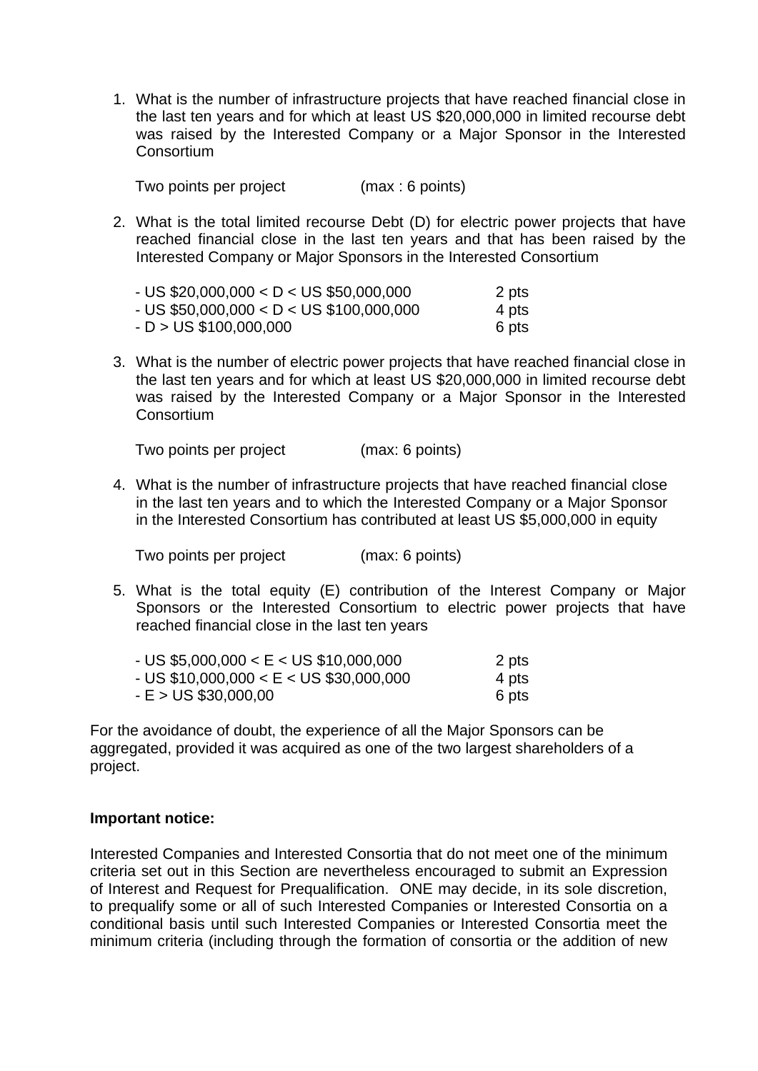1. What is the number of infrastructure projects that have reached financial close in the last ten years and for which at least US $20,000,000 in limited recourse debt was raised by the Interested Company or a Major Sponsor in the Interested Consortium

   Two points per project (max : 6 points)

2. What is the total limited recourse Debt (D) for electric power projects that have reached financial close in the last ten years and that has been raised by the Interested Company or Major Sponsors in the Interested Consortium

   - US $20,000,000 < D < US $50,000,000 2 pts
   - US $50,000,000 < D < US $100,000,000 4 pts
   - D > US $100,000,000 6 pts

3. What is the number of electric power projects that have reached financial close in the last ten years and for which at least US $20,000,000 in limited recourse debt was raised by the Interested Company or a Major Sponsor in the Interested Consortium

   Two points per project (max: 6 points)

4. What is the number of infrastructure projects that have reached financial close in the last ten years and to which the Interested Company or a Major Sponsor in the Interested Consortium has contributed at least US $5,000,000 in equity

   Two points per project (max: 6 points)

5. What is the total equity (E) contribution of the Interest Company or Major Sponsors or the Interested Consortium to electric power projects that have reached financial close in the last ten years

   - US $5,000,000 < E < US $10,000,000 2 pts
   - US $10,000,000 < E < US $30,000,000 4 pts
   - E > US $30,000,00 6 pts

For the avoidance of doubt, the experience of all the Major Sponsors can be aggregated, provided it was acquired as one of the two largest shareholders of a project.

**Important notice:**

Interested Companies and Interested Consortia that do not meet one of the minimum criteria set out in this Section are nevertheless encouraged to submit an Expression of Interest and Request for Prequalification. ONE may decide, in its sole discretion, to prequalify some or all of such Interested Companies or Interested Consortia on a conditional basis until such Interested Companies or Interested Consortia meet the minimum criteria (including through the formation of consortia or the addition of new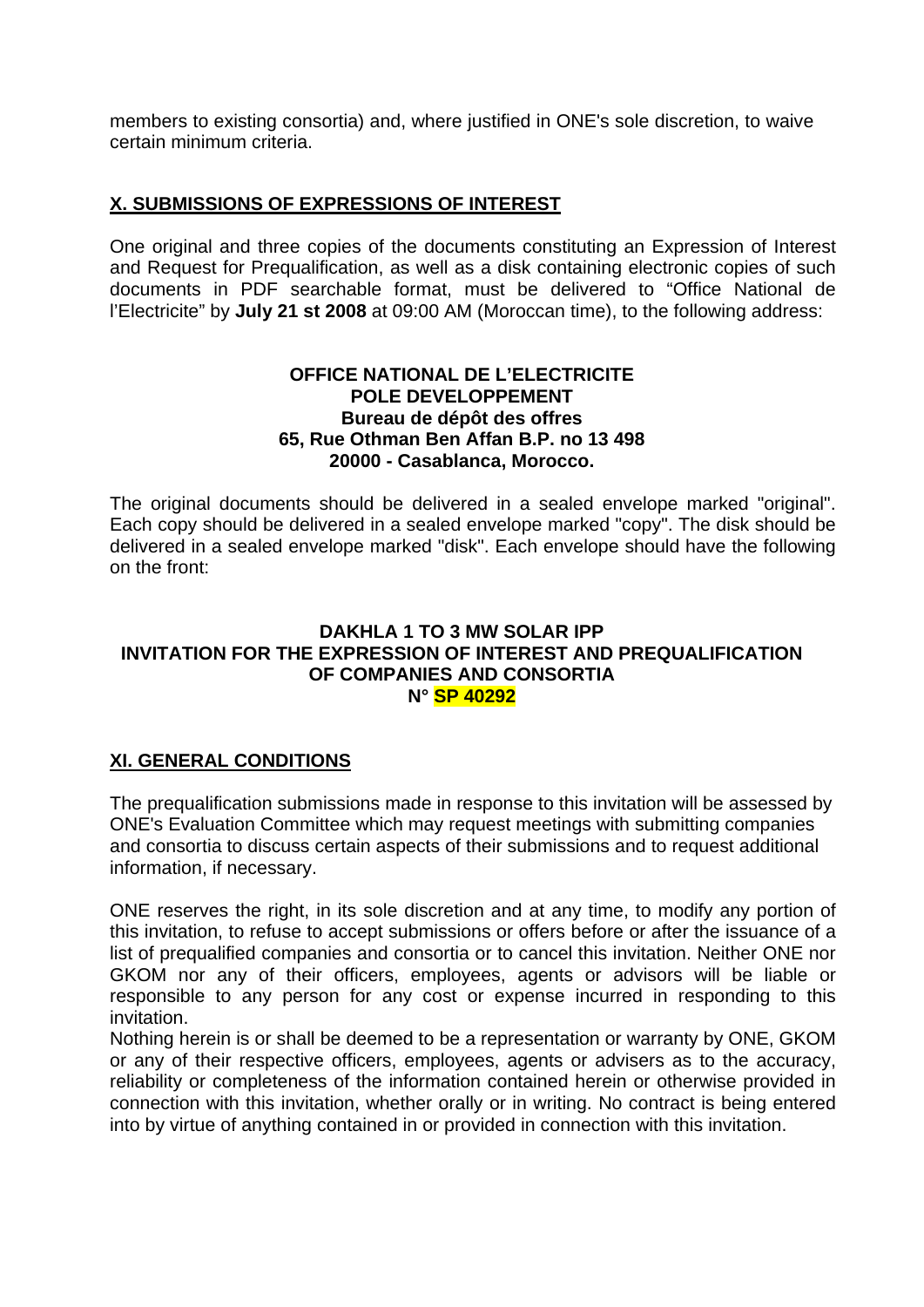members to existing consortia) and, where justified in ONE's sole discretion, to waive certain minimum criteria.

## X. SUBMISSIONS OF EXPRESSIONS OF INTEREST

One original and three copies of the documents constituting an Expression of Interest and Request for Prequalification, as well as a disk containing electronic copies of such documents in PDF searchable format, must be delivered to "Office National de l'Electricite" by **July 21 st 2008** at 09:00 AM (Moroccan time), to the following address:

**OFFICE NATIONAL DE L'ELECTRICITE**
**POLE DEVELOPPEMENT**
**Bureau de dépôt des offres**
**65, Rue Othman Ben Affan B.P. no 13 498**
**20000 - Casablanca, Morocco.**

The original documents should be delivered in a sealed envelope marked "original". Each copy should be delivered in a sealed envelope marked "copy". The disk should be delivered in a sealed envelope marked "disk". Each envelope should have the following on the front:

**DAKHLA 1 TO 3 MW SOLAR IPP**
**INVITATION FOR THE EXPRESSION OF INTEREST AND PREQUALIFICATION OF COMPANIES AND CONSORTIA**
**N° SP 40292**

## XI. GENERAL CONDITIONS

The prequalification submissions made in response to this invitation will be assessed by ONE's Evaluation Committee which may request meetings with submitting companies and consortia to discuss certain aspects of their submissions and to request additional information, if necessary.

ONE reserves the right, in its sole discretion and at any time, to modify any portion of this invitation, to refuse to accept submissions or offers before or after the issuance of a list of prequalified companies and consortia or to cancel this invitation. Neither ONE nor GKOM nor any of their officers, employees, agents or advisors will be liable or responsible to any person for any cost or expense incurred in responding to this invitation.

Nothing herein is or shall be deemed to be a representation or warranty by ONE, GKOM or any of their respective officers, employees, agents or advisers as to the accuracy, reliability or completeness of the information contained herein or otherwise provided in connection with this invitation, whether orally or in writing. No contract is being entered into by virtue of anything contained in or provided in connection with this invitation.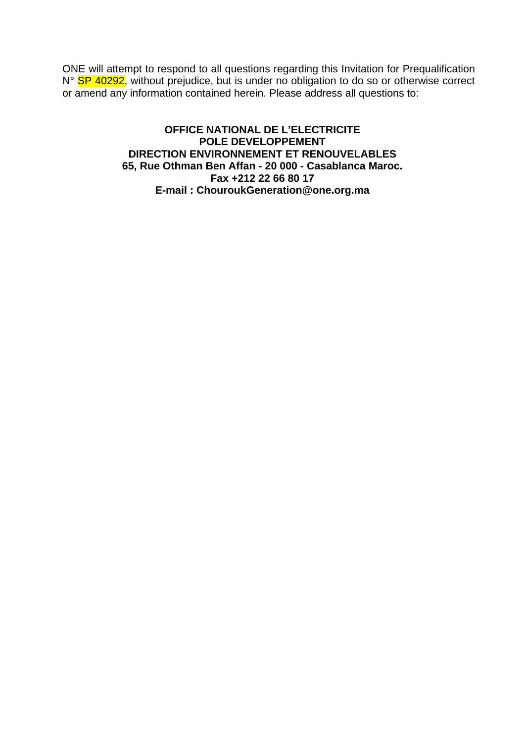ONE will attempt to respond to all questions regarding this Invitation for Prequalification N° SP 40292, without prejudice, but is under no obligation to do so or otherwise correct or amend any information contained herein. Please address all questions to:

**OFFICE NATIONAL DE L'ELECTRICITE**
**POLE DEVELOPPEMENT**
**DIRECTION ENVIRONNEMENT ET RENOUVELABLES**
**65, Rue Othman Ben Affan - 20 000 - Casablanca Maroc.**
**Fax +212 22 66 80 17**
**E-mail : ChouroukGeneration@one.org.ma**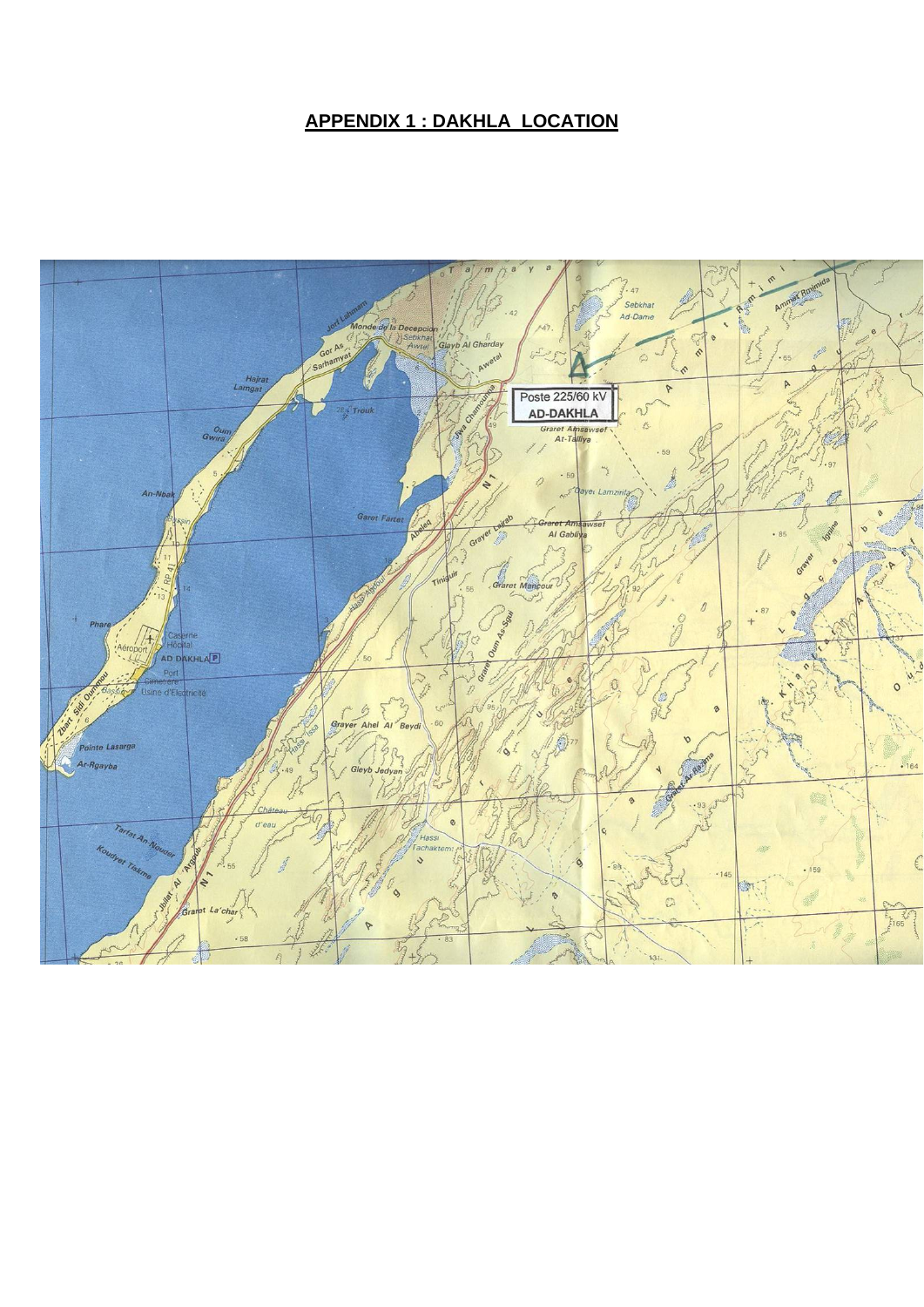# APPENDIX 1 : DAKHLA LOCATION

Poste 225/60 kV
AD-DAKHLA